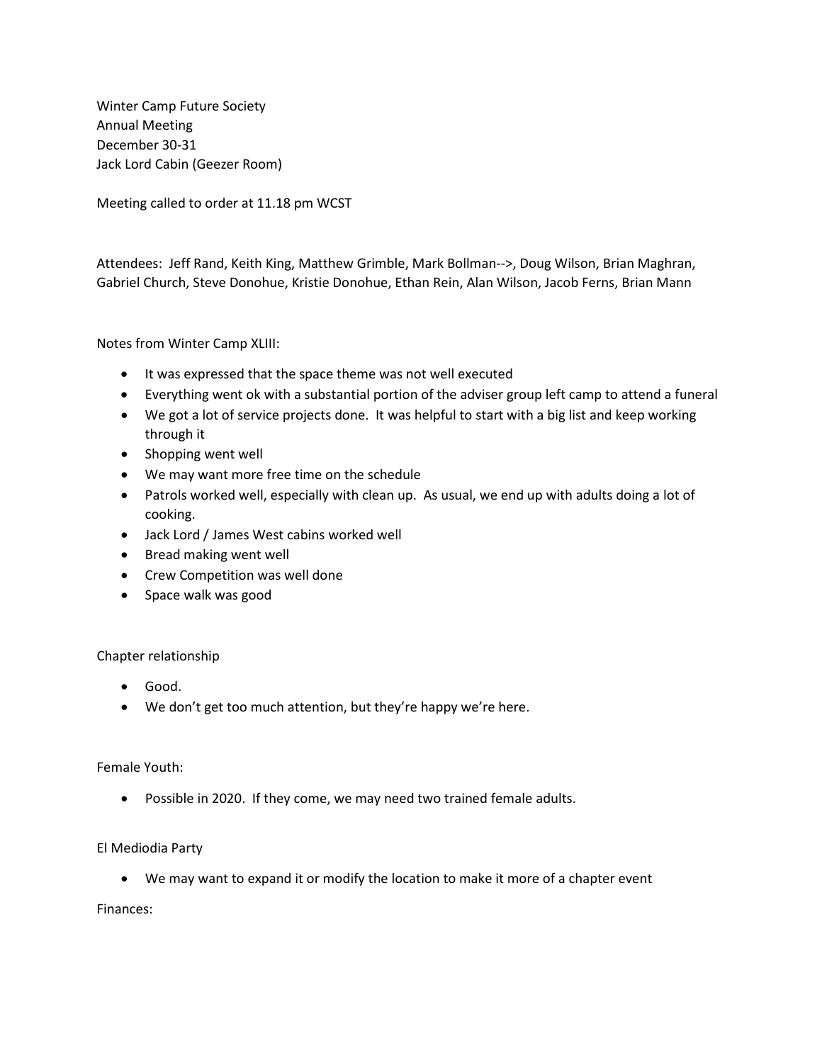Winter Camp Future Society
Annual Meeting
December 30-31
Jack Lord Cabin (Geezer Room)

Meeting called to order at 11.18 pm WCST

Attendees: Jeff Rand, Keith King, Matthew Grimble, Mark Bollman-->, Doug Wilson, Brian Maghran, Gabriel Church, Steve Donohue, Kristie Donohue, Ethan Rein, Alan Wilson, Jacob Ferns, Brian Mann

Notes from Winter Camp XLIII:

- It was expressed that the space theme was not well executed
- Everything went ok with a substantial portion of the adviser group left camp to attend a funeral
- We got a lot of service projects done. It was helpful to start with a big list and keep working through it
- Shopping went well
- We may want more free time on the schedule
- Patrols worked well, especially with clean up. As usual, we end up with adults doing a lot of cooking.
- Jack Lord / James West cabins worked well
- Bread making went well
- Crew Competition was well done
- Space walk was good

Chapter relationship

- Good.
- We don't get too much attention, but they're happy we're here.

Female Youth:

- Possible in 2020. If they come, we may need two trained female adults.

El Mediodia Party

- We may want to expand it or modify the location to make it more of a chapter event

Finances: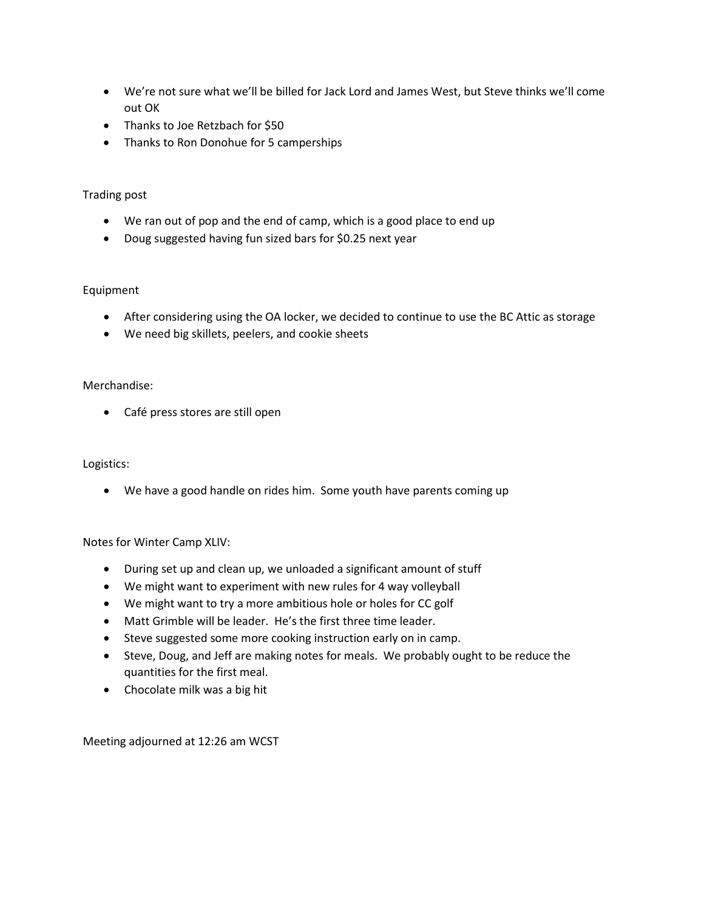- We're not sure what we'll be billed for Jack Lord and James West, but Steve thinks we'll come out OK
- Thanks to Joe Retzbach for $50
- Thanks to Ron Donohue for 5 camperships

Trading post

- We ran out of pop and the end of camp, which is a good place to end up
- Doug suggested having fun sized bars for $0.25 next year

Equipment

- After considering using the OA locker, we decided to continue to use the BC Attic as storage
- We need big skillets, peelers, and cookie sheets

Merchandise:

- Café press stores are still open

Logistics:

- We have a good handle on rides him. Some youth have parents coming up

Notes for Winter Camp XLIV:

- During set up and clean up, we unloaded a significant amount of stuff
- We might want to experiment with new rules for 4 way volleyball
- We might want to try a more ambitious hole or holes for CC golf
- Matt Grimble will be leader. He's the first three time leader.
- Steve suggested some more cooking instruction early on in camp.
- Steve, Doug, and Jeff are making notes for meals. We probably ought to be reduce the quantities for the first meal.
- Chocolate milk was a big hit

Meeting adjourned at 12:26 am WCST